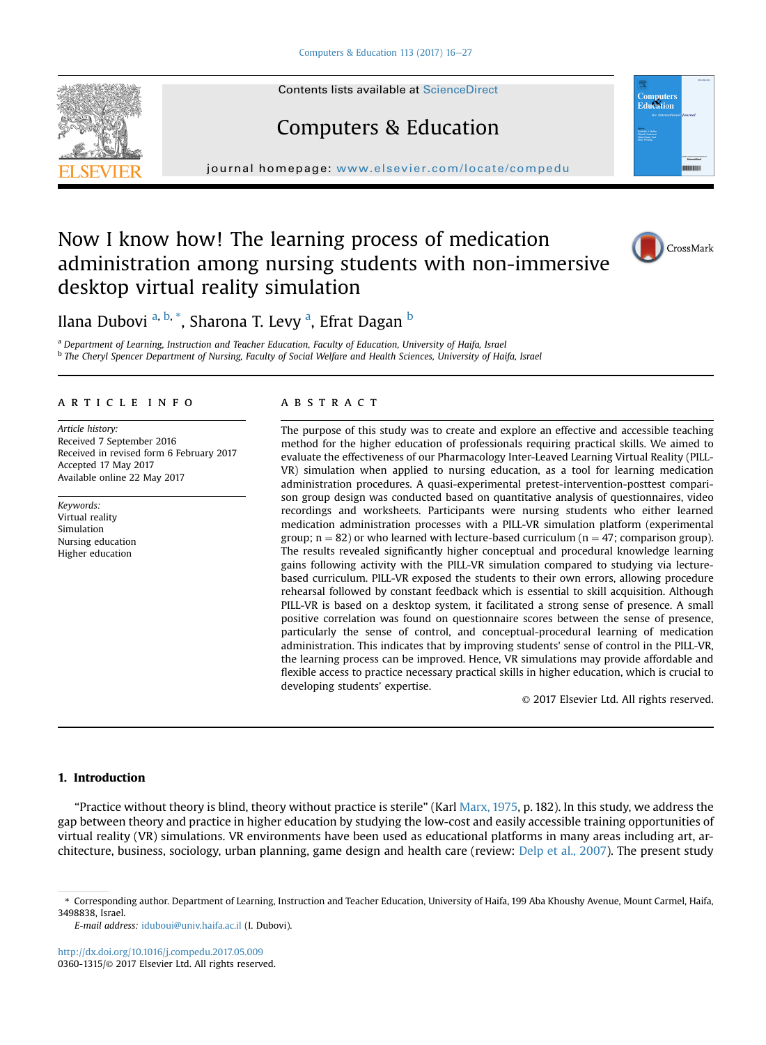# Now I know how! The learning process of medication administration among nursing students with non-immersive desktop virtual reality simulation

Ilana Dubovi [a, b, *], Sharona T. Levy [a], Efrat Dagan [b]

[a] Department of Learning, Instruction and Teacher Education, Faculty of Education, University of Haifa, Israel
[b] The Cheryl Spencer Department of Nursing, Faculty of Social Welfare and Health Sciences, University of Haifa, Israel

## ARTICLE INFO

*Article history:*
Received 7 September 2016
Received in revised form 6 February 2017
Accepted 17 May 2017
Available online 22 May 2017

*Keywords:*
Virtual reality
Simulation
Nursing education
Higher education

## ABSTRACT

The purpose of this study was to create and explore an effective and accessible teaching method for the higher education of professionals requiring practical skills. We aimed to evaluate the effectiveness of our Pharmacology Inter-Leaved Learning Virtual Reality (PILL-VR) simulation when applied to nursing education, as a tool for learning medication administration procedures. A quasi-experimental pretest-intervention-posttest comparison group design was conducted based on quantitative analysis of questionnaires, video recordings and worksheets. Participants were nursing students who either learned medication administration processes with a PILL-VR simulation platform (experimental group; n = 82) or who learned with lecture-based curriculum (n = 47; comparison group). The results revealed significantly higher conceptual and procedural knowledge learning gains following activity with the PILL-VR simulation compared to studying via lecture-based curriculum. PILL-VR exposed the students to their own errors, allowing procedure rehearsal followed by constant feedback which is essential to skill acquisition. Although PILL-VR is based on a desktop system, it facilitated a strong sense of presence. A small positive correlation was found on questionnaire scores between the sense of presence, particularly the sense of control, and conceptual-procedural learning of medication administration. This indicates that by improving students' sense of control in the PILL-VR, the learning process can be improved. Hence, VR simulations may provide affordable and flexible access to practice necessary practical skills in higher education, which is crucial to developing students' expertise.

© 2017 Elsevier Ltd. All rights reserved.

## 1. Introduction

“Practice without theory is blind, theory without practice is sterile” (Karl Marx, 1975, p. 182). In this study, we address the gap between theory and practice in higher education by studying the low-cost and easily accessible training opportunities of virtual reality (VR) simulations. VR environments have been used as educational platforms in many areas including art, architecture, business, sociology, urban planning, game design and health care (review: Delp et al., 2007). The present study

---

* Corresponding author. Department of Learning, Instruction and Teacher Education, University of Haifa, 199 Aba Khoushy Avenue, Mount Carmel, Haifa, 3498838, Israel.
*E-mail address:* iduboui@univ.haifa.ac.il (I. Dubovi).

http://dx.doi.org/10.1016/j.compedu.2017.05.009
0360-1315/© 2017 Elsevier Ltd. All rights reserved.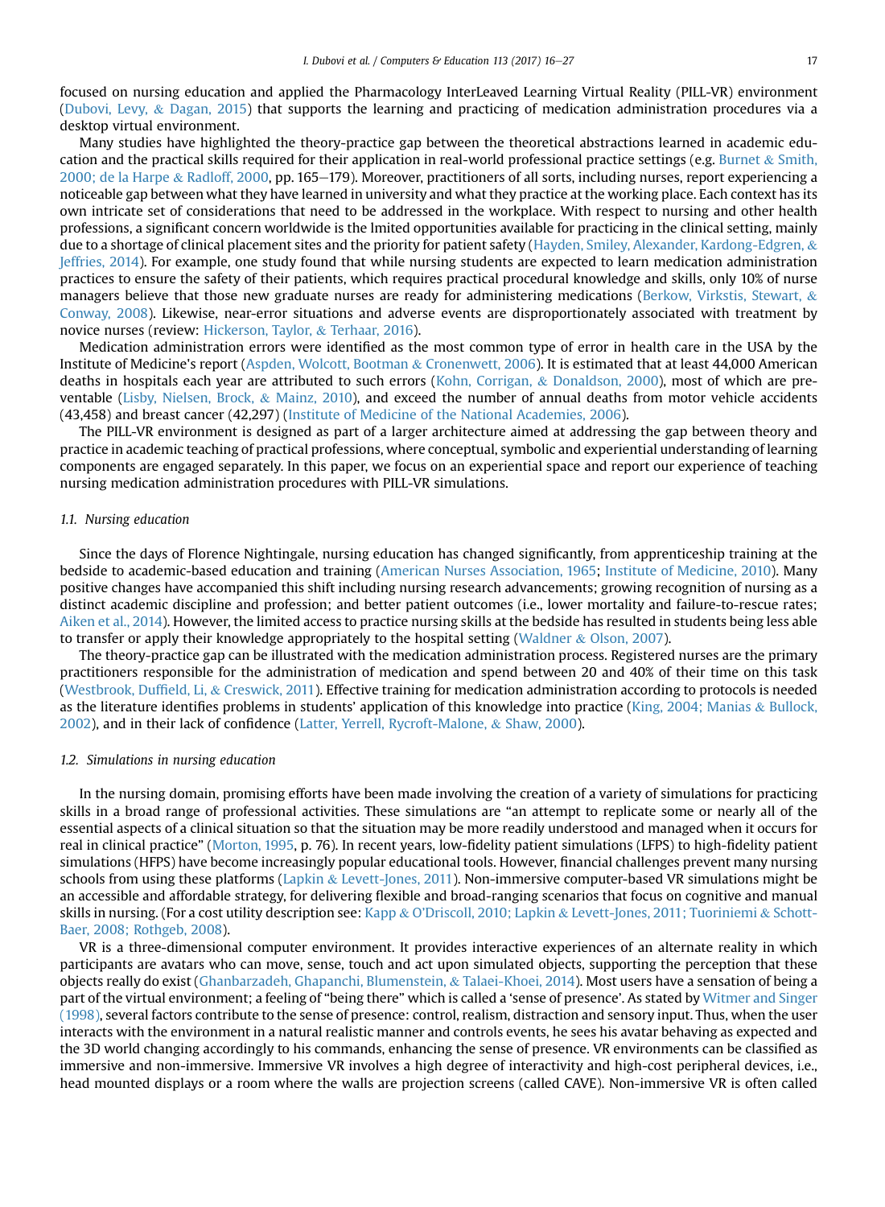focused on nursing education and applied the Pharmacology InterLeaved Learning Virtual Reality (PILL-VR) environment (Dubovi, Levy, & Dagan, 2015) that supports the learning and practicing of medication administration procedures via a desktop virtual environment.

Many studies have highlighted the theory-practice gap between the theoretical abstractions learned in academic education and the practical skills required for their application in real-world professional practice settings (e.g. Burnet & Smith, 2000; de la Harpe & Radloff, 2000, pp. 165–179). Moreover, practitioners of all sorts, including nurses, report experiencing a noticeable gap between what they have learned in university and what they practice at the working place. Each context has its own intricate set of considerations that need to be addressed in the workplace. With respect to nursing and other health professions, a significant concern worldwide is the lmited opportunities available for practicing in the clinical setting, mainly due to a shortage of clinical placement sites and the priority for patient safety (Hayden, Smiley, Alexander, Kardong-Edgren, & Jeffries, 2014). For example, one study found that while nursing students are expected to learn medication administration practices to ensure the safety of their patients, which requires practical procedural knowledge and skills, only 10% of nurse managers believe that those new graduate nurses are ready for administering medications (Berkow, Virkstis, Stewart, & Conway, 2008). Likewise, near-error situations and adverse events are disproportionately associated with treatment by novice nurses (review: Hickerson, Taylor, & Terhaar, 2016).

Medication administration errors were identified as the most common type of error in health care in the USA by the Institute of Medicine's report (Aspden, Wolcott, Bootman & Cronenwett, 2006). It is estimated that at least 44,000 American deaths in hospitals each year are attributed to such errors (Kohn, Corrigan, & Donaldson, 2000), most of which are preventable (Lisby, Nielsen, Brock, & Mainz, 2010), and exceed the number of annual deaths from motor vehicle accidents (43,458) and breast cancer (42,297) (Institute of Medicine of the National Academies, 2006).

The PILL-VR environment is designed as part of a larger architecture aimed at addressing the gap between theory and practice in academic teaching of practical professions, where conceptual, symbolic and experiential understanding of learning components are engaged separately. In this paper, we focus on an experiential space and report our experience of teaching nursing medication administration procedures with PILL-VR simulations.

### 1.1. Nursing education

Since the days of Florence Nightingale, nursing education has changed significantly, from apprenticeship training at the bedside to academic-based education and training (American Nurses Association, 1965; Institute of Medicine, 2010). Many positive changes have accompanied this shift including nursing research advancements; growing recognition of nursing as a distinct academic discipline and profession; and better patient outcomes (i.e., lower mortality and failure-to-rescue rates; Aiken et al., 2014). However, the limited access to practice nursing skills at the bedside has resulted in students being less able to transfer or apply their knowledge appropriately to the hospital setting (Waldner & Olson, 2007).

The theory-practice gap can be illustrated with the medication administration process. Registered nurses are the primary practitioners responsible for the administration of medication and spend between 20 and 40% of their time on this task (Westbrook, Duffield, Li, & Creswick, 2011). Effective training for medication administration according to protocols is needed as the literature identifies problems in students' application of this knowledge into practice (King, 2004; Manias & Bullock, 2002), and in their lack of confidence (Latter, Yerrell, Rycroft-Malone, & Shaw, 2000).

### 1.2. Simulations in nursing education

In the nursing domain, promising efforts have been made involving the creation of a variety of simulations for practicing skills in a broad range of professional activities. These simulations are "an attempt to replicate some or nearly all of the essential aspects of a clinical situation so that the situation may be more readily understood and managed when it occurs for real in clinical practice" (Morton, 1995, p. 76). In recent years, low-fidelity patient simulations (LFPS) to high-fidelity patient simulations (HFPS) have become increasingly popular educational tools. However, financial challenges prevent many nursing schools from using these platforms (Lapkin & Levett-Jones, 2011). Non-immersive computer-based VR simulations might be an accessible and affordable strategy, for delivering flexible and broad-ranging scenarios that focus on cognitive and manual skills in nursing. (For a cost utility description see: Kapp & O'Driscoll, 2010; Lapkin & Levett-Jones, 2011; Tuoriniemi & Schott-Baer, 2008; Rothgeb, 2008).

VR is a three-dimensional computer environment. It provides interactive experiences of an alternate reality in which participants are avatars who can move, sense, touch and act upon simulated objects, supporting the perception that these objects really do exist (Ghanbarzadeh, Ghapanchi, Blumenstein, & Talaei-Khoei, 2014). Most users have a sensation of being a part of the virtual environment; a feeling of "being there" which is called a 'sense of presence'. As stated by Witmer and Singer (1998), several factors contribute to the sense of presence: control, realism, distraction and sensory input. Thus, when the user interacts with the environment in a natural realistic manner and controls events, he sees his avatar behaving as expected and the 3D world changing accordingly to his commands, enhancing the sense of presence. VR environments can be classified as immersive and non-immersive. Immersive VR involves a high degree of interactivity and high-cost peripheral devices, i.e., head mounted displays or a room where the walls are projection screens (called CAVE). Non-immersive VR is often called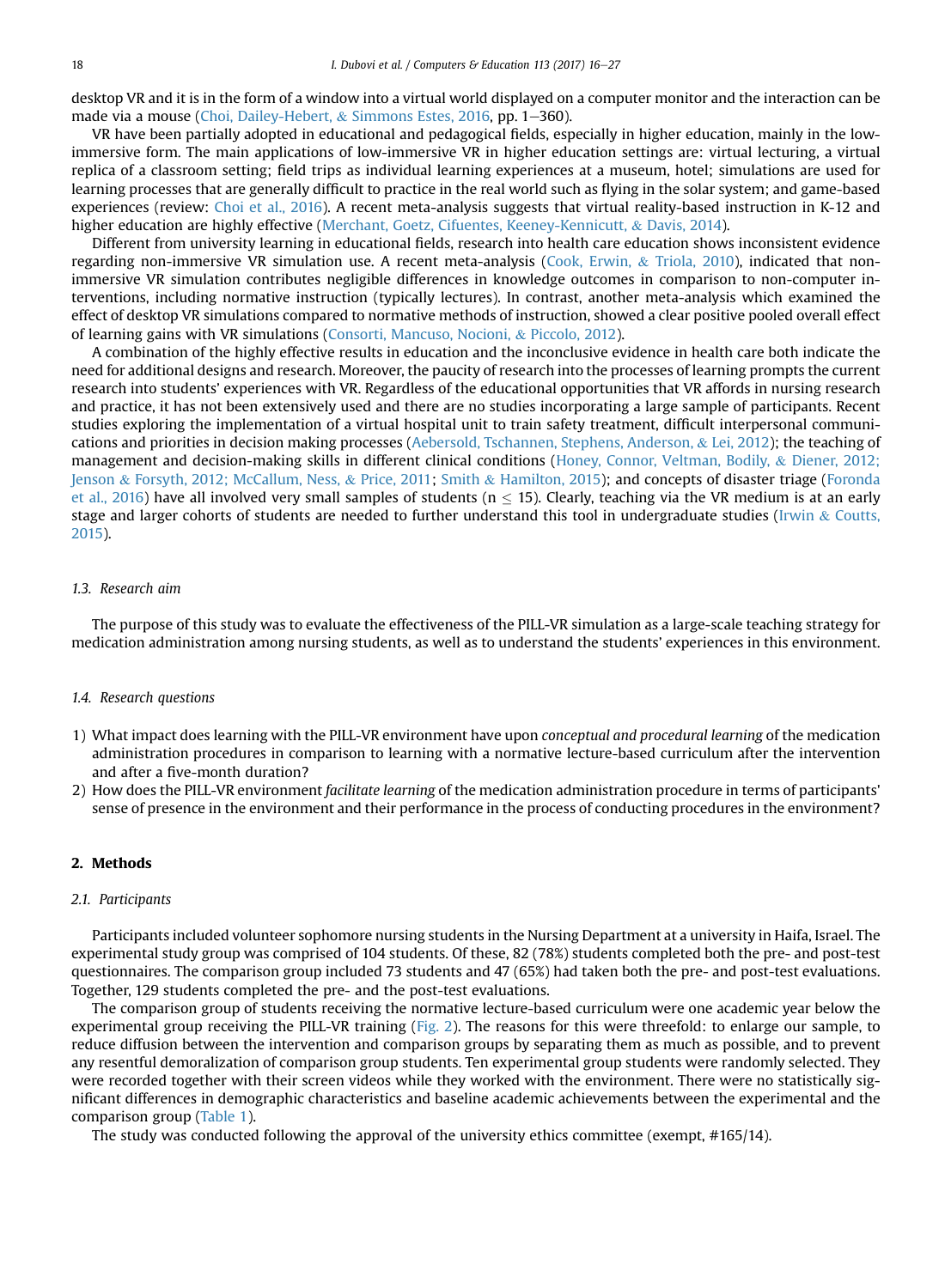desktop VR and it is in the form of a window into a virtual world displayed on a computer monitor and the interaction can be made via a mouse (Choi, Dailey-Hebert, & Simmons Estes, 2016, pp. 1–360).

VR have been partially adopted in educational and pedagogical fields, especially in higher education, mainly in the low-immersive form. The main applications of low-immersive VR in higher education settings are: virtual lecturing, a virtual replica of a classroom setting; field trips as individual learning experiences at a museum, hotel; simulations are used for learning processes that are generally difficult to practice in the real world such as flying in the solar system; and game-based experiences (review: Choi et al., 2016). A recent meta-analysis suggests that virtual reality-based instruction in K-12 and higher education are highly effective (Merchant, Goetz, Cifuentes, Keeney-Kennicutt, & Davis, 2014).

Different from university learning in educational fields, research into health care education shows inconsistent evidence regarding non-immersive VR simulation use. A recent meta-analysis (Cook, Erwin, & Triola, 2010), indicated that non-immersive VR simulation contributes negligible differences in knowledge outcomes in comparison to non-computer interventions, including normative instruction (typically lectures). In contrast, another meta-analysis which examined the effect of desktop VR simulations compared to normative methods of instruction, showed a clear positive pooled overall effect of learning gains with VR simulations (Consorti, Mancuso, Nocioni, & Piccolo, 2012).

A combination of the highly effective results in education and the inconclusive evidence in health care both indicate the need for additional designs and research. Moreover, the paucity of research into the processes of learning prompts the current research into students' experiences with VR. Regardless of the educational opportunities that VR affords in nursing research and practice, it has not been extensively used and there are no studies incorporating a large sample of participants. Recent studies exploring the implementation of a virtual hospital unit to train safety treatment, difficult interpersonal communications and priorities in decision making processes (Aebersold, Tschannen, Stephens, Anderson, & Lei, 2012); the teaching of management and decision-making skills in different clinical conditions (Honey, Connor, Veltman, Bodily, & Diener, 2012; Jenson & Forsyth, 2012; McCallum, Ness, & Price, 2011; Smith & Hamilton, 2015); and concepts of disaster triage (Foronda et al., 2016) have all involved very small samples of students ($n \leq 15$). Clearly, teaching via the VR medium is at an early stage and larger cohorts of students are needed to further understand this tool in undergraduate studies (Irwin & Coutts, 2015).

### *1.3. Research aim*

The purpose of this study was to evaluate the effectiveness of the PILL-VR simulation as a large-scale teaching strategy for medication administration among nursing students, as well as to understand the students' experiences in this environment.

### *1.4. Research questions*

1) What impact does learning with the PILL-VR environment have upon *conceptual and procedural learning* of the medication administration procedures in comparison to learning with a normative lecture-based curriculum after the intervention and after a five-month duration?
2) How does the PILL-VR environment *facilitate learning* of the medication administration procedure in terms of participants' sense of presence in the environment and their performance in the process of conducting procedures in the environment?

## 2. Methods

### *2.1. Participants*

Participants included volunteer sophomore nursing students in the Nursing Department at a university in Haifa, Israel. The experimental study group was comprised of 104 students. Of these, 82 (78%) students completed both the pre- and post-test questionnaires. The comparison group included 73 students and 47 (65%) had taken both the pre- and post-test evaluations. Together, 129 students completed the pre- and the post-test evaluations.

The comparison group of students receiving the normative lecture-based curriculum were one academic year below the experimental group receiving the PILL-VR training (Fig. 2). The reasons for this were threefold: to enlarge our sample, to reduce diffusion between the intervention and comparison groups by separating them as much as possible, and to prevent any resentful demoralization of comparison group students. Ten experimental group students were randomly selected. They were recorded together with their screen videos while they worked with the environment. There were no statistically significant differences in demographic characteristics and baseline academic achievements between the experimental and the comparison group (Table 1).

The study was conducted following the approval of the university ethics committee (exempt, #165/14).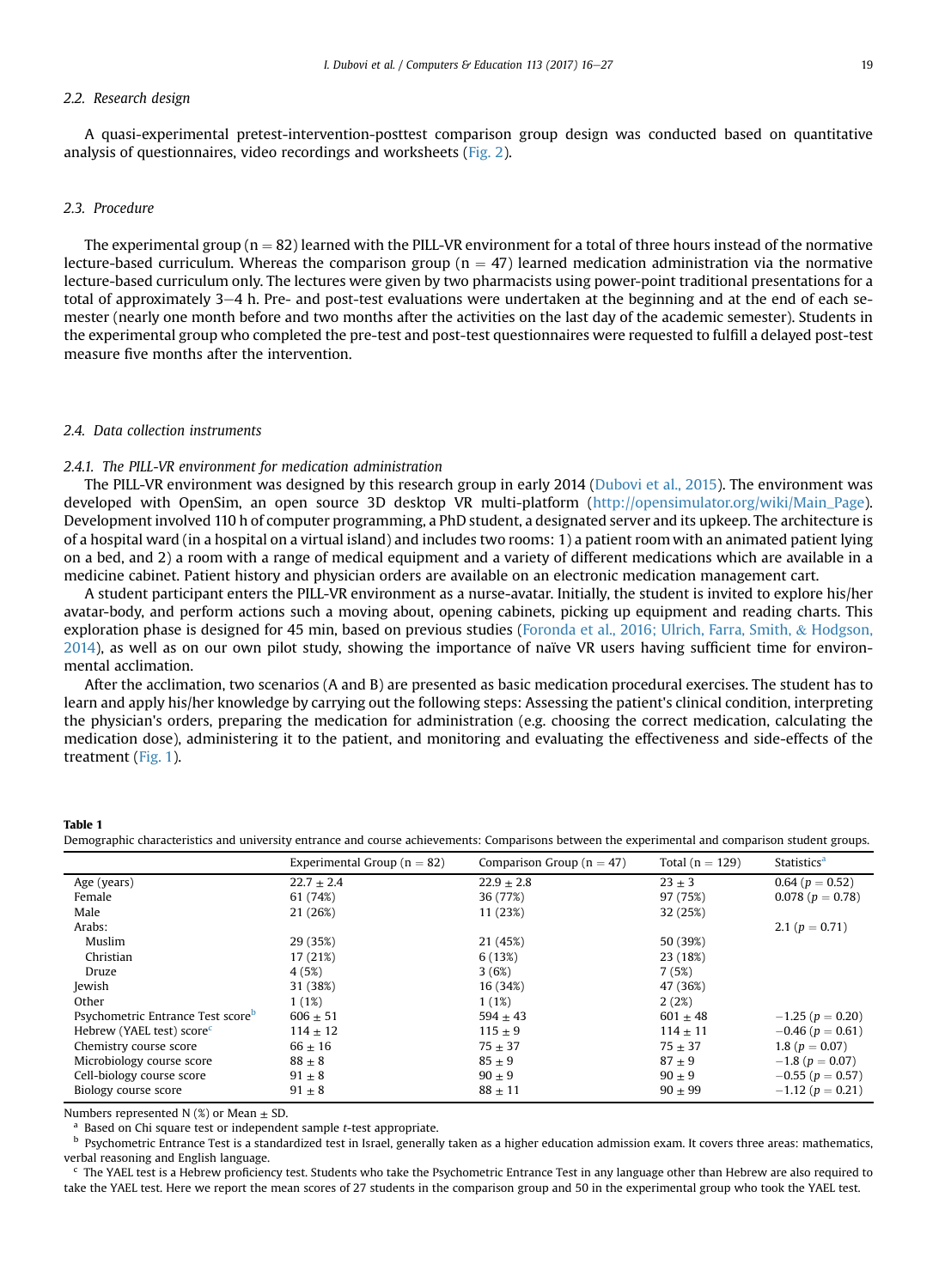### 2.2. Research design

A quasi-experimental pretest-intervention-posttest comparison group design was conducted based on quantitative analysis of questionnaires, video recordings and worksheets (Fig. 2).

### 2.3. Procedure

The experimental group ($n = 82$) learned with the PILL-VR environment for a total of three hours instead of the normative lecture-based curriculum. Whereas the comparison group ($n = 47$) learned medication administration via the normative lecture-based curriculum only. The lectures were given by two pharmacists using power-point traditional presentations for a total of approximately 3–4 h. Pre- and post-test evaluations were undertaken at the beginning and at the end of each semester (nearly one month before and two months after the activities on the last day of the academic semester). Students in the experimental group who completed the pre-test and post-test questionnaires were requested to fulfill a delayed post-test measure five months after the intervention.

### 2.4. Data collection instruments

#### 2.4.1. The PILL-VR environment for medication administration

The PILL-VR environment was designed by this research group in early 2014 (Dubovi et al., 2015). The environment was developed with OpenSim, an open source 3D desktop VR multi-platform (http://opensimulator.org/wiki/Main_Page). Development involved 110 h of computer programming, a PhD student, a designated server and its upkeep. The architecture is of a hospital ward (in a hospital on a virtual island) and includes two rooms: 1) a patient room with an animated patient lying on a bed, and 2) a room with a range of medical equipment and a variety of different medications which are available in a medicine cabinet. Patient history and physician orders are available on an electronic medication management cart.

A student participant enters the PILL-VR environment as a nurse-avatar. Initially, the student is invited to explore his/her avatar-body, and perform actions such a moving about, opening cabinets, picking up equipment and reading charts. This exploration phase is designed for 45 min, based on previous studies (Foronda et al., 2016; Ulrich, Farra, Smith, & Hodgson, 2014), as well as on our own pilot study, showing the importance of naïve VR users having sufficient time for environmental acclimation.

After the acclimation, two scenarios (A and B) are presented as basic medication procedural exercises. The student has to learn and apply his/her knowledge by carrying out the following steps: Assessing the patient's clinical condition, interpreting the physician's orders, preparing the medication for administration (e.g. choosing the correct medication, calculating the medication dose), administering it to the patient, and monitoring and evaluating the effectiveness and side-effects of the treatment (Fig. 1).

**Table 1**
Demographic characteristics and university entrance and course achievements: Comparisons between the experimental and comparison student groups.

| | Experimental Group ($n = 82$) | Comparison Group ($n = 47$) | Total ($n = 129$) | Statistics[a] |
|---|---|---|---|---|
| Age (years) | 22.7 ± 2.4 | 22.9 ± 2.8 | 23 ± 3 | 0.64 ($p = 0.52$) |
| Female | 61 (74%) | 36 (77%) | 97 (75%) | 0.078 ($p = 0.78$) |
| Male | 21 (26%) | 11 (23%) | 32 (25%) | |
| Arabs: | | | | 2.1 ($p = 0.71$) |
| Muslim | 29 (35%) | 21 (45%) | 50 (39%) | |
| Christian | 17 (21%) | 6 (13%) | 23 (18%) | |
| Druze | 4 (5%) | 3 (6%) | 7 (5%) | |
| Jewish | 31 (38%) | 16 (34%) | 47 (36%) | |
| Other | 1 (1%) | 1 (1%) | 2 (2%) | |
| Psychometric Entrance Test score[b] | 606 ± 51 | 594 ± 43 | 601 ± 48 | −1.25 ($p = 0.20$) |
| Hebrew (YAEL test) score[c] | 114 ± 12 | 115 ± 9 | 114 ± 11 | −0.46 ($p = 0.61$) |
| Chemistry course score | 66 ± 16 | 75 ± 37 | 75 ± 37 | 1.8 ($p = 0.07$) |
| Microbiology course score | 88 ± 8 | 85 ± 9 | 87 ± 9 | −1.8 ($p = 0.07$) |
| Cell-biology course score | 91 ± 8 | 90 ± 9 | 90 ± 9 | −0.55 ($p = 0.57$) |
| Biology course score | 91 ± 8 | 88 ± 11 | 90 ± 99 | −1.12 ($p = 0.21$) |

Numbers represented N (%) or Mean ± SD.

[a] Based on Chi square test or independent sample *t*-test appropriate.

[b] Psychometric Entrance Test is a standardized test in Israel, generally taken as a higher education admission exam. It covers three areas: mathematics, verbal reasoning and English language.

[c] The YAEL test is a Hebrew proficiency test. Students who take the Psychometric Entrance Test in any language other than Hebrew are also required to take the YAEL test. Here we report the mean scores of 27 students in the comparison group and 50 in the experimental group who took the YAEL test.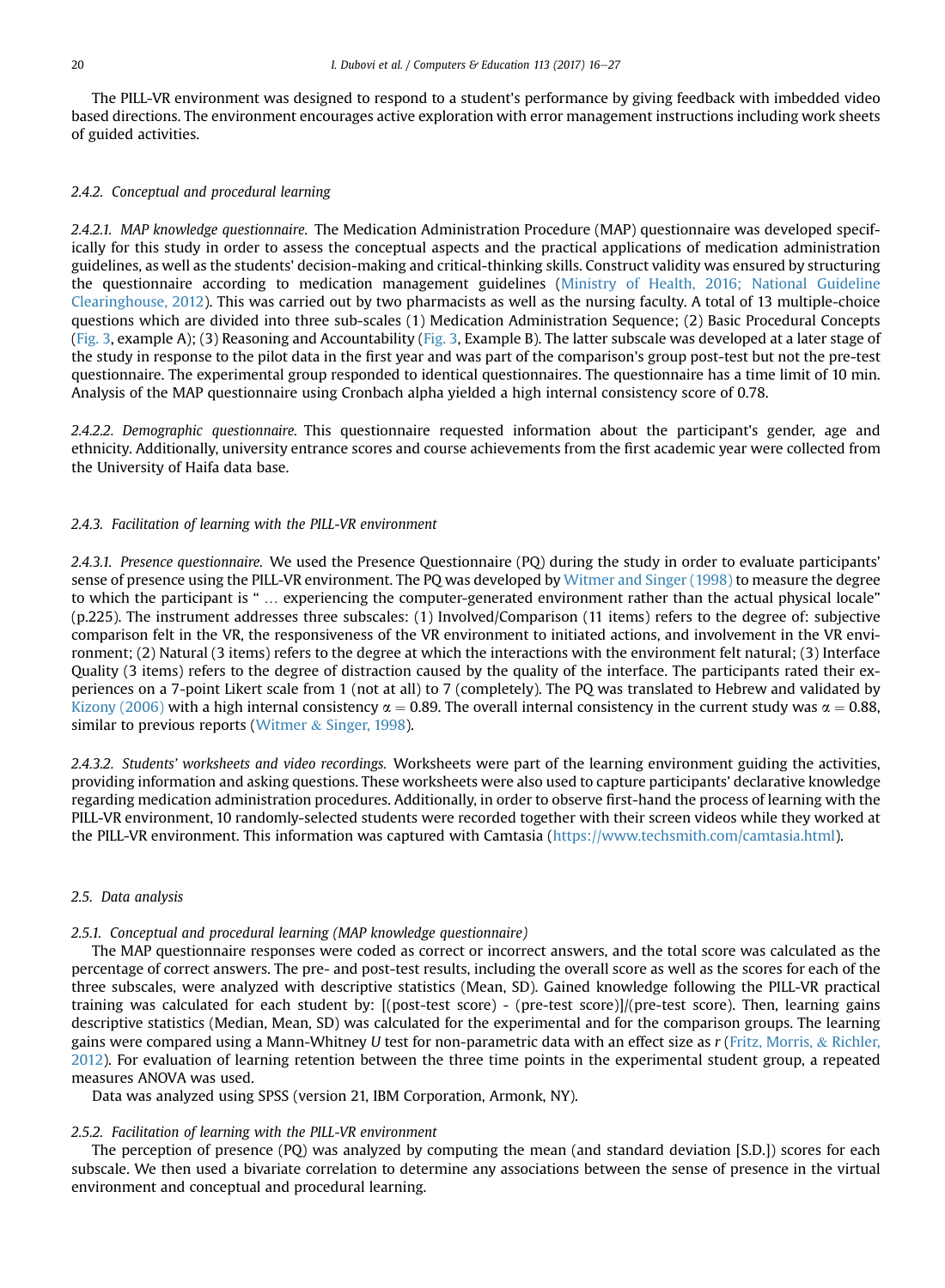The PILL-VR environment was designed to respond to a student's performance by giving feedback with imbedded video based directions. The environment encourages active exploration with error management instructions including work sheets of guided activities.

#### 2.4.2. Conceptual and procedural learning

*2.4.2.1. MAP knowledge questionnaire.* The Medication Administration Procedure (MAP) questionnaire was developed specifically for this study in order to assess the conceptual aspects and the practical applications of medication administration guidelines, as well as the students' decision-making and critical-thinking skills. Construct validity was ensured by structuring the questionnaire according to medication management guidelines (Ministry of Health, 2016; National Guideline Clearinghouse, 2012). This was carried out by two pharmacists as well as the nursing faculty. A total of 13 multiple-choice questions which are divided into three sub-scales (1) Medication Administration Sequence; (2) Basic Procedural Concepts (Fig. 3, example A); (3) Reasoning and Accountability (Fig. 3, Example B). The latter subscale was developed at a later stage of the study in response to the pilot data in the first year and was part of the comparison's group post-test but not the pre-test questionnaire. The experimental group responded to identical questionnaires. The questionnaire has a time limit of 10 min. Analysis of the MAP questionnaire using Cronbach alpha yielded a high internal consistency score of 0.78.

*2.4.2.2. Demographic questionnaire.* This questionnaire requested information about the participant's gender, age and ethnicity. Additionally, university entrance scores and course achievements from the first academic year were collected from the University of Haifa data base.

#### 2.4.3. Facilitation of learning with the PILL-VR environment

*2.4.3.1. Presence questionnaire.* We used the Presence Questionnaire (PQ) during the study in order to evaluate participants' sense of presence using the PILL-VR environment. The PQ was developed by Witmer and Singer (1998) to measure the degree to which the participant is " … experiencing the computer-generated environment rather than the actual physical locale" (p.225). The instrument addresses three subscales: (1) Involved/Comparison (11 items) refers to the degree of: subjective comparison felt in the VR, the responsiveness of the VR environment to initiated actions, and involvement in the VR environment; (2) Natural (3 items) refers to the degree at which the interactions with the environment felt natural; (3) Interface Quality (3 items) refers to the degree of distraction caused by the quality of the interface. The participants rated their experiences on a 7-point Likert scale from 1 (not at all) to 7 (completely). The PQ was translated to Hebrew and validated by Kizony (2006) with a high internal consistency $\alpha = 0.89$. The overall internal consistency in the current study was $\alpha = 0.88$, similar to previous reports (Witmer & Singer, 1998).

*2.4.3.2. Students' worksheets and video recordings.* Worksheets were part of the learning environment guiding the activities, providing information and asking questions. These worksheets were also used to capture participants' declarative knowledge regarding medication administration procedures. Additionally, in order to observe first-hand the process of learning with the PILL-VR environment, 10 randomly-selected students were recorded together with their screen videos while they worked at the PILL-VR environment. This information was captured with Camtasia (https://www.techsmith.com/camtasia.html).

### 2.5. Data analysis

#### 2.5.1. Conceptual and procedural learning (MAP knowledge questionnaire)

The MAP questionnaire responses were coded as correct or incorrect answers, and the total score was calculated as the percentage of correct answers. The pre- and post-test results, including the overall score as well as the scores for each of the three subscales, were analyzed with descriptive statistics (Mean, SD). Gained knowledge following the PILL-VR practical training was calculated for each student by: [(post-test score) - (pre-test score)]/(pre-test score). Then, learning gains descriptive statistics (Median, Mean, SD) was calculated for the experimental and for the comparison groups. The learning gains were compared using a Mann-Whitney $U$ test for non-parametric data with an effect size as $r$ (Fritz, Morris, & Richler, 2012). For evaluation of learning retention between the three time points in the experimental student group, a repeated measures ANOVA was used.

Data was analyzed using SPSS (version 21, IBM Corporation, Armonk, NY).

#### 2.5.2. Facilitation of learning with the PILL-VR environment

The perception of presence (PQ) was analyzed by computing the mean (and standard deviation [S.D.]) scores for each subscale. We then used a bivariate correlation to determine any associations between the sense of presence in the virtual environment and conceptual and procedural learning.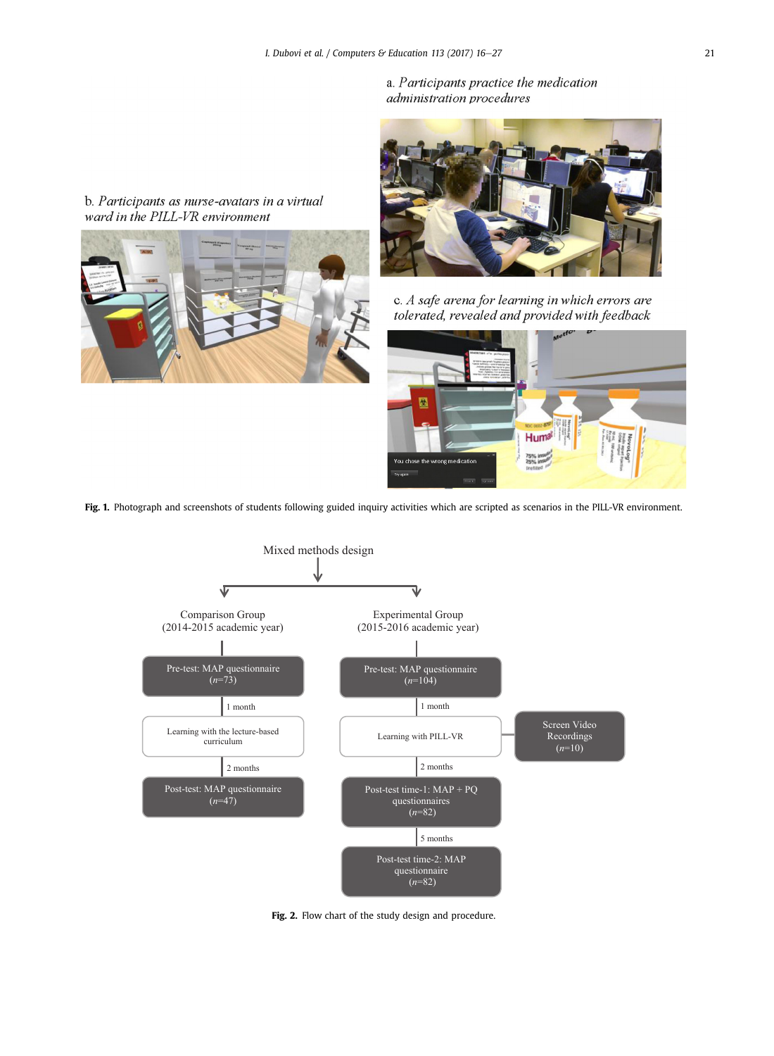a. *Participants practice the medication administration procedures*

b. *Participants as nurse-avatars in a virtual ward in the PILL-VR environment*

c. *A safe arena for learning in which errors are tolerated, revealed and provided with feedback*

**Fig. 1.** Photograph and screenshots of students following guided inquiry activities which are scripted as scenarios in the PILL-VR environment.

Mixed methods design

Comparison Group (2014-2015 academic year)

- Pre-test: MAP questionnaire ($n$=73)
- 1 month
- Learning with the lecture-based curriculum
- 2 months
- Post-test: MAP questionnaire ($n$=47)

Experimental Group (2015-2016 academic year)

- Pre-test: MAP questionnaire ($n$=104)
- 1 month
- Learning with PILL-VR — Screen Video Recordings ($n$=10)
- 2 months
- Post-test time-1: MAP + PQ questionnaires ($n$=82)
- 5 months
- Post-test time-2: MAP questionnaire ($n$=82)

**Fig. 2.** Flow chart of the study design and procedure.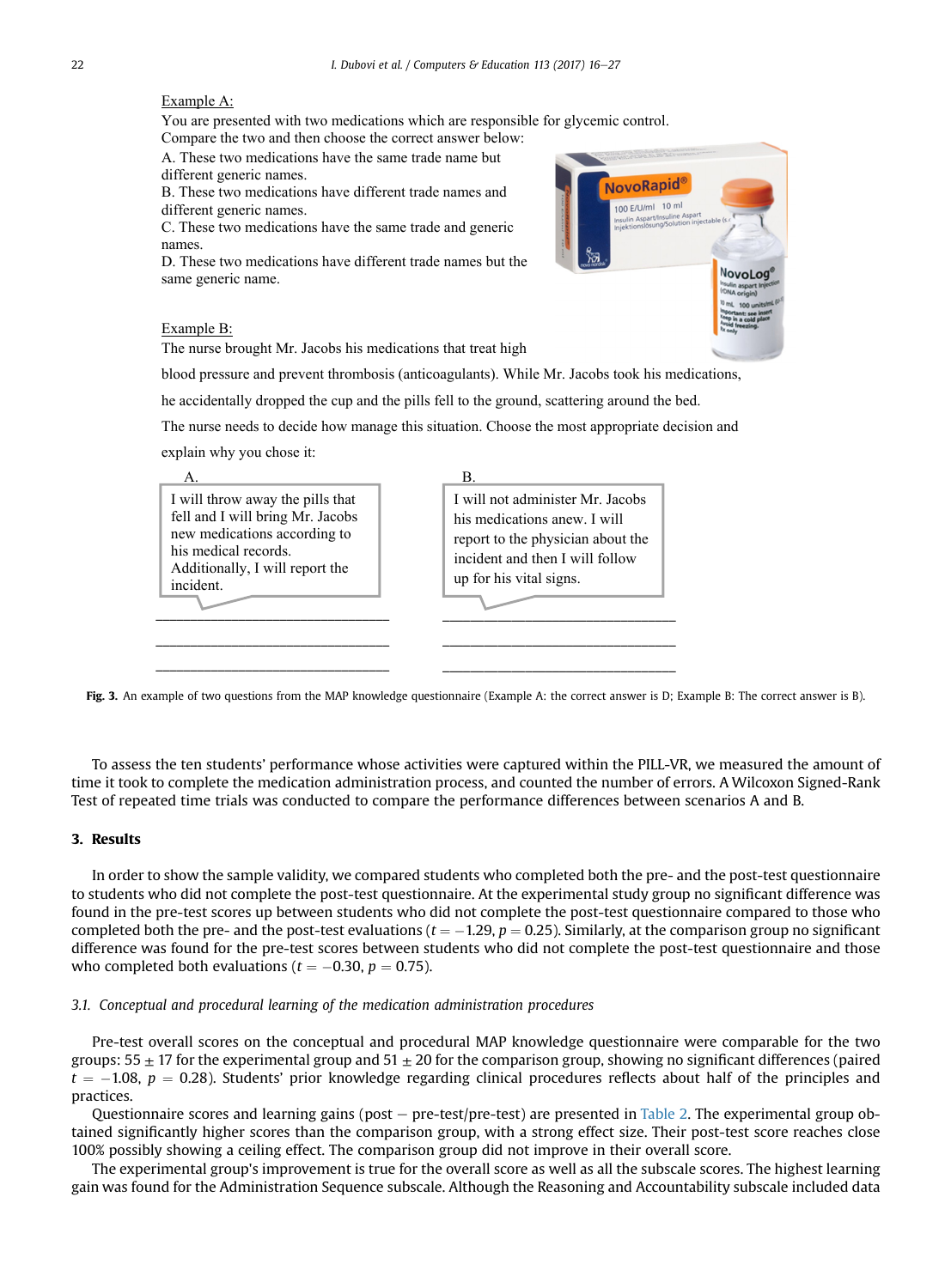Example A:

You are presented with two medications which are responsible for glycemic control. Compare the two and then choose the correct answer below:

A. These two medications have the same trade name but different generic names.
B. These two medications have different trade names and different generic names.
C. These two medications have the same trade and generic names.
D. These two medications have different trade names but the same generic name.

NovoRapid®
100 E/U/ml 10 ml
Insulin Aspart/Insuline Aspart
Injektionslösung/Solution injectable

NovoLog®
Insulin aspart injection
(rDNA origin)
10 mL 100 units/mL
Important: see insert
Keep in a cold place
Avoid freezing.
Rx only

Example B:

The nurse brought Mr. Jacobs his medications that treat high blood pressure and prevent thrombosis (anticoagulants). While Mr. Jacobs took his medications, he accidentally dropped the cup and the pills fell to the ground, scattering around the bed.

The nurse needs to decide how manage this situation. Choose the most appropriate decision and explain why you chose it:

A.
I will throw away the pills that fell and I will bring Mr. Jacobs new medications according to his medical records. Additionally, I will report the incident.

\_\_\_\_\_\_\_\_\_\_\_\_\_\_\_\_\_\_\_\_\_\_\_\_\_\_\_\_\_\_
\_\_\_\_\_\_\_\_\_\_\_\_\_\_\_\_\_\_\_\_\_\_\_\_\_\_\_\_\_\_
\_\_\_\_\_\_\_\_\_\_\_\_\_\_\_\_\_\_\_\_\_\_\_\_\_\_\_\_\_\_

B.
I will not administer Mr. Jacobs his medications anew. I will report to the physician about the incident and then I will follow up for his vital signs.

\_\_\_\_\_\_\_\_\_\_\_\_\_\_\_\_\_\_\_\_\_\_\_\_\_\_\_\_\_\_
\_\_\_\_\_\_\_\_\_\_\_\_\_\_\_\_\_\_\_\_\_\_\_\_\_\_\_\_\_\_
\_\_\_\_\_\_\_\_\_\_\_\_\_\_\_\_\_\_\_\_\_\_\_\_\_\_\_\_\_\_

**Fig. 3.** An example of two questions from the MAP knowledge questionnaire (Example A: the correct answer is D; Example B: The correct answer is B).

To assess the ten students' performance whose activities were captured within the PILL-VR, we measured the amount of time it took to complete the medication administration process, and counted the number of errors. A Wilcoxon Signed-Rank Test of repeated time trials was conducted to compare the performance differences between scenarios A and B.

## 3. Results

In order to show the sample validity, we compared students who completed both the pre- and the post-test questionnaire to students who did not complete the post-test questionnaire. At the experimental study group no significant difference was found in the pre-test scores up between students who did not complete the post-test questionnaire compared to those who completed both the pre- and the post-test evaluations ($t = -1.29$, $p = 0.25$). Similarly, at the comparison group no significant difference was found for the pre-test scores between students who did not complete the post-test questionnaire and those who completed both evaluations ($t = -0.30$, $p = 0.75$).

### 3.1. Conceptual and procedural learning of the medication administration procedures

Pre-test overall scores on the conceptual and procedural MAP knowledge questionnaire were comparable for the two groups: $55 \pm 17$ for the experimental group and $51 \pm 20$ for the comparison group, showing no significant differences (paired $t = -1.08$, $p = 0.28$). Students' prior knowledge regarding clinical procedures reflects about half of the principles and practices.

Questionnaire scores and learning gains (post − pre-test/pre-test) are presented in Table 2. The experimental group obtained significantly higher scores than the comparison group, with a strong effect size. Their post-test score reaches close 100% possibly showing a ceiling effect. The comparison group did not improve in their overall score.

The experimental group's improvement is true for the overall score as well as all the subscale scores. The highest learning gain was found for the Administration Sequence subscale. Although the Reasoning and Accountability subscale included data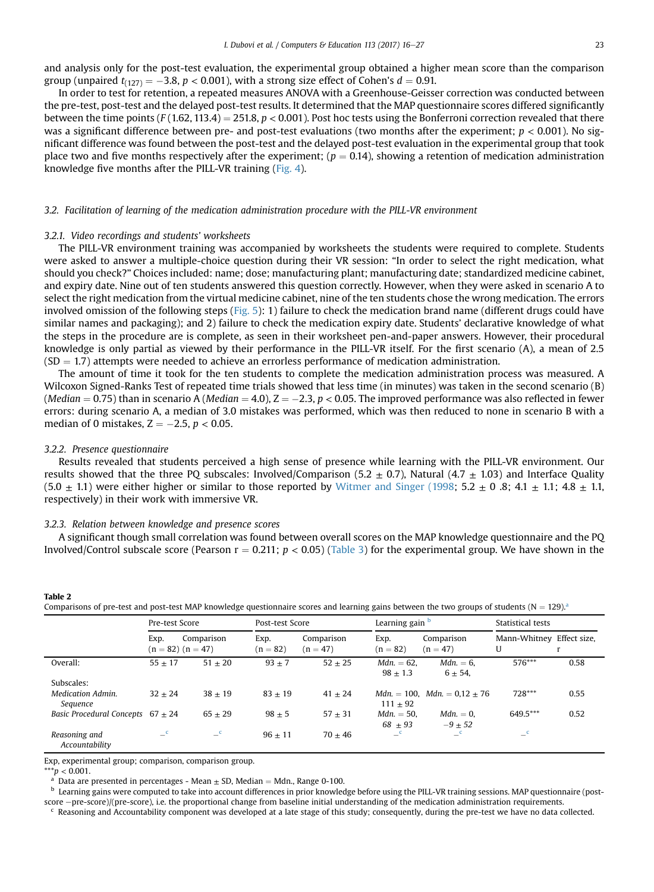and analysis only for the post-test evaluation, the experimental group obtained a higher mean score than the comparison group (unpaired $t_{(127)} = -3.8$, $p < 0.001$), with a strong size effect of Cohen's $d = 0.91$.

In order to test for retention, a repeated measures ANOVA with a Greenhouse-Geisser correction was conducted between the pre-test, post-test and the delayed post-test results. It determined that the MAP questionnaire scores differed significantly between the time points ($F\,(1.62, 113.4) = 251.8$, $p < 0.001$). Post hoc tests using the Bonferroni correction revealed that there was a significant difference between pre- and post-test evaluations (two months after the experiment; $p < 0.001$). No significant difference was found between the post-test and the delayed post-test evaluation in the experimental group that took place two and five months respectively after the experiment; ($p = 0.14$), showing a retention of medication administration knowledge five months after the PILL-VR training (Fig. 4).

### 3.2. Facilitation of learning of the medication administration procedure with the PILL-VR environment

#### 3.2.1. Video recordings and students' worksheets

The PILL-VR environment training was accompanied by worksheets the students were required to complete. Students were asked to answer a multiple-choice question during their VR session: "In order to select the right medication, what should you check?" Choices included: name; dose; manufacturing plant; manufacturing date; standardized medicine cabinet, and expiry date. Nine out of ten students answered this question correctly. However, when they were asked in scenario A to select the right medication from the virtual medicine cabinet, nine of the ten students chose the wrong medication. The errors involved omission of the following steps (Fig. 5): 1) failure to check the medication brand name (different drugs could have similar names and packaging); and 2) failure to check the medication expiry date. Students' declarative knowledge of what the steps in the procedure are is complete, as seen in their worksheet pen-and-paper answers. However, their procedural knowledge is only partial as viewed by their performance in the PILL-VR itself. For the first scenario (A), a mean of 2.5 (SD = 1.7) attempts were needed to achieve an errorless performance of medication administration.

The amount of time it took for the ten students to complete the medication administration process was measured. A Wilcoxon Signed-Ranks Test of repeated time trials showed that less time (in minutes) was taken in the second scenario (B) (*Median* = 0.75) than in scenario A (*Median* = 4.0), $Z = -2.3$, $p < 0.05$. The improved performance was also reflected in fewer errors: during scenario A, a median of 3.0 mistakes was performed, which was then reduced to none in scenario B with a median of 0 mistakes, $Z = -2.5$, $p < 0.05$.

#### 3.2.2. Presence questionnaire

Results revealed that students perceived a high sense of presence while learning with the PILL-VR environment. Our results showed that the three PQ subscales: Involved/Comparison (5.2 ± 0.7), Natural (4.7 ± 1.03) and Interface Quality (5.0 ± 1.1) were either higher or similar to those reported by Witmer and Singer (1998; 5.2 ± 0 .8; 4.1 ± 1.1; 4.8 ± 1.1, respectively) in their work with immersive VR.

#### 3.2.3. Relation between knowledge and presence scores

A significant though small correlation was found between overall scores on the MAP knowledge questionnaire and the PQ Involved/Control subscale score (Pearson r = 0.211; $p < 0.05$) (Table 3) for the experimental group. We have shown in the

**Table 2**
Comparisons of pre-test and post-test MAP knowledge questionnaire scores and learning gains between the two groups of students (N = 129).[a]

| | Pre-test Score | | Post-test Score | | Learning gain [b] | | Statistical tests | |
|---|---|---|---|---|---|---|---|---|
| | Exp. (n = 82) | Comparison (n = 47) | Exp. (n = 82) | Comparison (n = 47) | Exp. (n = 82) | Comparison (n = 47) | Mann-Whitney U | Effect size, r |
| Overall: | 55 ± 17 | 51 ± 20 | 93 ± 7 | 52 ± 25 | *Mdn.* = 62, 98 ± 1.3 | *Mdn.* = 6, 6 ± 54, | 576*** | 0.58 |
| Subscales: | | | | | | | | |
| *Medication Admin. Sequence* | 32 ± 24 | 38 ± 19 | 83 ± 19 | 41 ± 24 | *Mdn.* = 100, 111 ± 92 | *Mdn.* = 0,12 ± 76 | 728*** | 0.55 |
| *Basic Procedural Concepts* | 67 ± 24 | 65 ± 29 | 98 ± 5 | 57 ± 31 | *Mdn.* = 50, *68 ± 93* | *Mdn.* = 0, *−9 ± 52* | 649.5*** | 0.52 |
| *Reasoning and Accountability* | –[c] | –[c] | 96 ± 11 | 70 ± 46 | –[c] | –[c] | –[c] | |

Exp, experimental group; comparison, comparison group.

***$p < 0.001$.

[a] Data are presented in percentages - Mean ± SD, Median = Mdn., Range 0-100.

[b] Learning gains were computed to take into account differences in prior knowledge before using the PILL-VR training sessions. MAP questionnaire (post-score −pre-score)/(pre-score), i.e. the proportional change from baseline initial understanding of the medication administration requirements.

[c] Reasoning and Accountability component was developed at a late stage of this study; consequently, during the pre-test we have no data collected.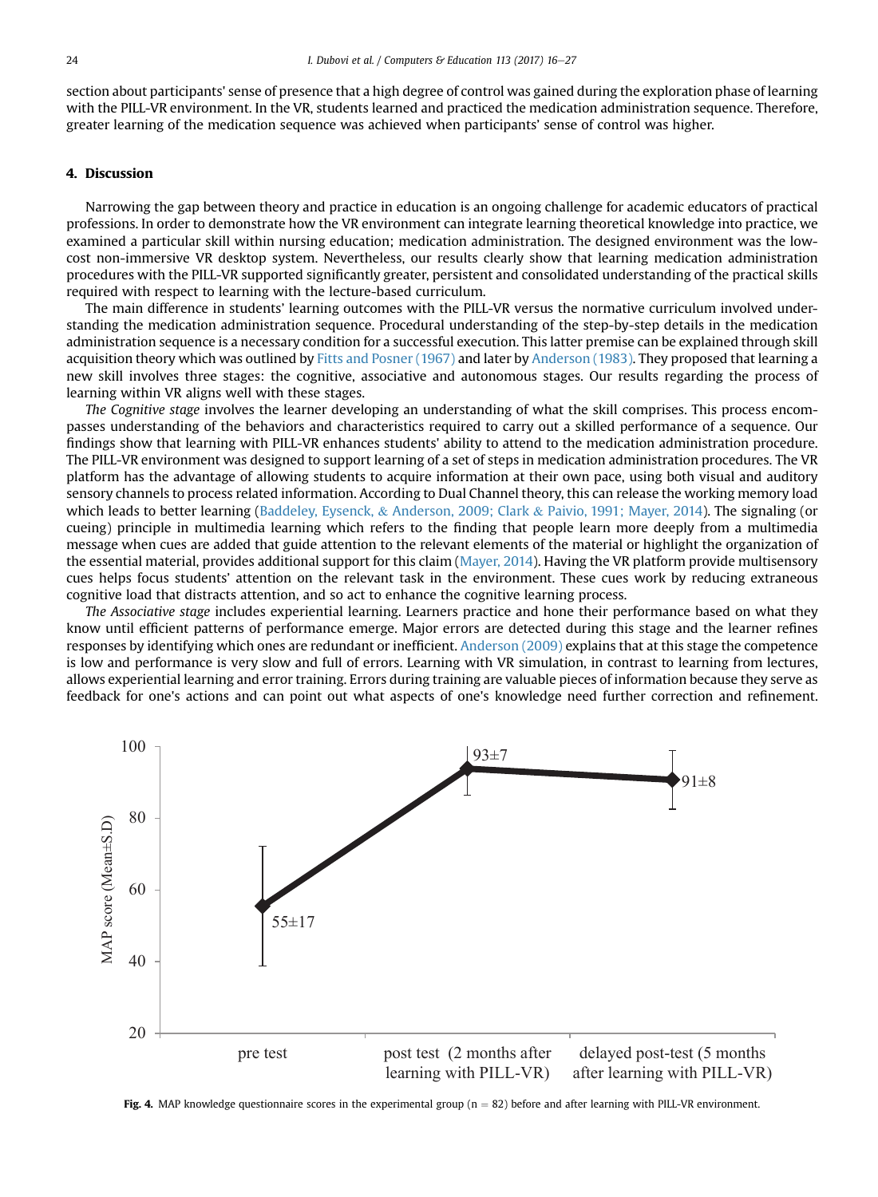section about participants' sense of presence that a high degree of control was gained during the exploration phase of learning with the PILL-VR environment. In the VR, students learned and practiced the medication administration sequence. Therefore, greater learning of the medication sequence was achieved when participants' sense of control was higher.

## 4. Discussion

Narrowing the gap between theory and practice in education is an ongoing challenge for academic educators of practical professions. In order to demonstrate how the VR environment can integrate learning theoretical knowledge into practice, we examined a particular skill within nursing education; medication administration. The designed environment was the low-cost non-immersive VR desktop system. Nevertheless, our results clearly show that learning medication administration procedures with the PILL-VR supported significantly greater, persistent and consolidated understanding of the practical skills required with respect to learning with the lecture-based curriculum.

The main difference in students' learning outcomes with the PILL-VR versus the normative curriculum involved understanding the medication administration sequence. Procedural understanding of the step-by-step details in the medication administration sequence is a necessary condition for a successful execution. This latter premise can be explained through skill acquisition theory which was outlined by Fitts and Posner (1967) and later by Anderson (1983). They proposed that learning a new skill involves three stages: the cognitive, associative and autonomous stages. Our results regarding the process of learning within VR aligns well with these stages.

*The Cognitive stage* involves the learner developing an understanding of what the skill comprises. This process encompasses understanding of the behaviors and characteristics required to carry out a skilled performance of a sequence. Our findings show that learning with PILL-VR enhances students' ability to attend to the medication administration procedure. The PILL-VR environment was designed to support learning of a set of steps in medication administration procedures. The VR platform has the advantage of allowing students to acquire information at their own pace, using both visual and auditory sensory channels to process related information. According to Dual Channel theory, this can release the working memory load which leads to better learning (Baddeley, Eysenck, & Anderson, 2009; Clark & Paivio, 1991; Mayer, 2014). The signaling (or cueing) principle in multimedia learning which refers to the finding that people learn more deeply from a multimedia message when cues are added that guide attention to the relevant elements of the material or highlight the organization of the essential material, provides additional support for this claim (Mayer, 2014). Having the VR platform provide multisensory cues helps focus students' attention on the relevant task in the environment. These cues work by reducing extraneous cognitive load that distracts attention, and so act to enhance the cognitive learning process.

*The Associative stage* includes experiential learning. Learners practice and hone their performance based on what they know until efficient patterns of performance emerge. Major errors are detected during this stage and the learner refines responses by identifying which ones are redundant or inefficient. Anderson (2009) explains that at this stage the competence is low and performance is very slow and full of errors. Learning with VR simulation, in contrast to learning from lectures, allows experiential learning and error training. Errors during training are valuable pieces of information because they serve as feedback for one's actions and can point out what aspects of one's knowledge need further correction and refinement.

**Fig. 4.** MAP knowledge questionnaire scores in the experimental group (n = 82) before and after learning with PILL-VR environment.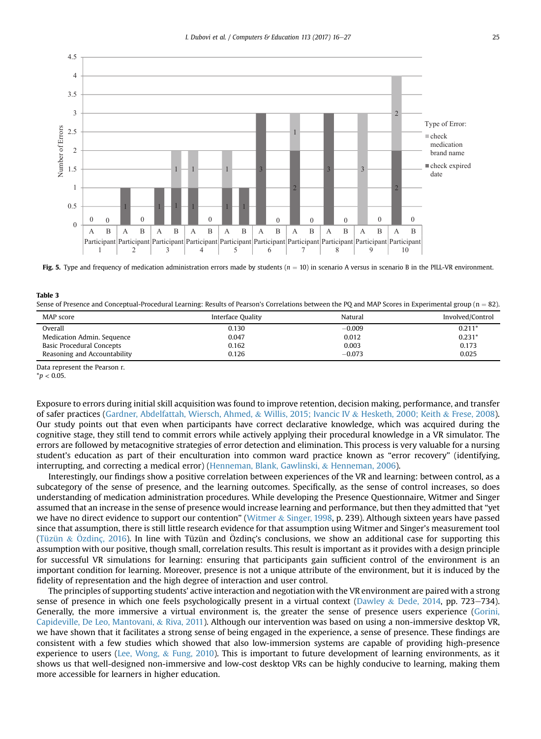4.5
4
3.5
3
2.5
2
1.5
1
0.5
0

Number of Errors

Type of Error:
check medication brand name
check expired date

0 0 1 0 1 1 1 1 1 1 1 3 0 2 1 0 3 0 3 0 2 2 0

A B A B A B A B A B A B A B A B A B A B

Participant 1 Participant 2 Participant 3 Participant 4 Participant 5 Participant 6 Participant 7 Participant 8 Participant 9 Participant 10

**Fig. 5.** Type and frequency of medication administration errors made by students ($n = 10$) in scenario A versus in scenario B in the PILL-VR environment.

**Table 3**
Sense of Presence and Conceptual-Procedural Learning: Results of Pearson's Correlations between the PQ and MAP Scores in Experimental group ($n = 82$).

| MAP score | Interface Quality | Natural | Involved/Control |
|---|---|---|---|
| Overall | 0.130 | −0.009 | 0.211* |
| Medication Admin. Sequence | 0.047 | 0.012 | 0.231* |
| Basic Procedural Concepts | 0.162 | 0.003 | 0.173 |
| Reasoning and Accountability | 0.126 | −0.073 | 0.025 |

Data represent the Pearson r.
*$p < 0.05$.

Exposure to errors during initial skill acquisition was found to improve retention, decision making, performance, and transfer of safer practices (Gardner, Abdelfattah, Wiersch, Ahmed, & Willis, 2015; Ivancic IV & Hesketh, 2000; Keith & Frese, 2008). Our study points out that even when participants have correct declarative knowledge, which was acquired during the cognitive stage, they still tend to commit errors while actively applying their procedural knowledge in a VR simulator. The errors are followed by metacognitive strategies of error detection and elimination. This process is very valuable for a nursing student's education as part of their enculturation into common ward practice known as "error recovery" (identifying, interrupting, and correcting a medical error) (Henneman, Blank, Gawlinski, & Henneman, 2006).

Interestingly, our findings show a positive correlation between experiences of the VR and learning: between control, as a subcategory of the sense of presence, and the learning outcomes. Specifically, as the sense of control increases, so does understanding of medication administration procedures. While developing the Presence Questionnaire, Witmer and Singer assumed that an increase in the sense of presence would increase learning and performance, but then they admitted that "yet we have no direct evidence to support our contention" (Witmer & Singer, 1998, p. 239). Although sixteen years have passed since that assumption, there is still little research evidence for that assumption using Witmer and Singer's measurement tool (Tüzün & Özdinç, 2016). In line with Tüzün and Özdinç's conclusions, we show an additional case for supporting this assumption with our positive, though small, correlation results. This result is important as it provides with a design principle for successful VR simulations for learning: ensuring that participants gain sufficient control of the environment is an important condition for learning. Moreover, presence is not a unique attribute of the environment, but it is induced by the fidelity of representation and the high degree of interaction and user control.

The principles of supporting students' active interaction and negotiation with the VR environment are paired with a strong sense of presence in which one feels psychologically present in a virtual context (Dawley & Dede, 2014, pp. 723–734). Generally, the more immersive a virtual environment is, the greater the sense of presence users experience (Gorini, Capideville, De Leo, Mantovani, & Riva, 2011). Although our intervention was based on using a non-immersive desktop VR, we have shown that it facilitates a strong sense of being engaged in the experience, a sense of presence. These findings are consistent with a few studies which showed that also low-immersion systems are capable of providing high-presence experience to users (Lee, Wong, & Fung, 2010). This is important to future development of learning environments, as it shows us that well-designed non-immersive and low-cost desktop VRs can be highly conducive to learning, making them more accessible for learners in higher education.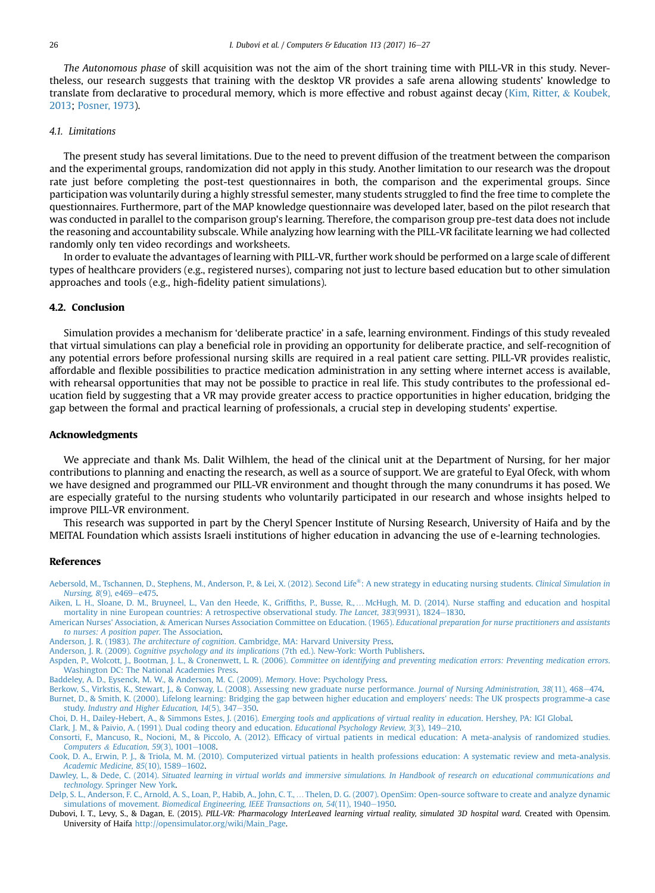*The Autonomous phase* of skill acquisition was not the aim of the short training time with PILL-VR in this study. Nevertheless, our research suggests that training with the desktop VR provides a safe arena allowing students' knowledge to translate from declarative to procedural memory, which is more effective and robust against decay (Kim, Ritter, & Koubek, 2013; Posner, 1973).

### 4.1. Limitations

The present study has several limitations. Due to the need to prevent diffusion of the treatment between the comparison and the experimental groups, randomization did not apply in this study. Another limitation to our research was the dropout rate just before completing the post-test questionnaires in both, the comparison and the experimental groups. Since participation was voluntarily during a highly stressful semester, many students struggled to find the free time to complete the questionnaires. Furthermore, part of the MAP knowledge questionnaire was developed later, based on the pilot research that was conducted in parallel to the comparison group's learning. Therefore, the comparison group pre-test data does not include the reasoning and accountability subscale. While analyzing how learning with the PILL-VR facilitate learning we had collected randomly only ten video recordings and worksheets.

In order to evaluate the advantages of learning with PILL-VR, further work should be performed on a large scale of different types of healthcare providers (e.g., registered nurses), comparing not just to lecture based education but to other simulation approaches and tools (e.g., high-fidelity patient simulations).

### 4.2. Conclusion

Simulation provides a mechanism for 'deliberate practice' in a safe, learning environment. Findings of this study revealed that virtual simulations can play a beneficial role in providing an opportunity for deliberate practice, and self-recognition of any potential errors before professional nursing skills are required in a real patient care setting. PILL-VR provides realistic, affordable and flexible possibilities to practice medication administration in any setting where internet access is available, with rehearsal opportunities that may not be possible to practice in real life. This study contributes to the professional education field by suggesting that a VR may provide greater access to practice opportunities in higher education, bridging the gap between the formal and practical learning of professionals, a crucial step in developing students' expertise.

## Acknowledgments

We appreciate and thank Ms. Dalit Wilhlem, the head of the clinical unit at the Department of Nursing, for her major contributions to planning and enacting the research, as well as a source of support. We are grateful to Eyal Ofeck, with whom we have designed and programmed our PILL-VR environment and thought through the many conundrums it has posed. We are especially grateful to the nursing students who voluntarily participated in our research and whose insights helped to improve PILL-VR environment.

This research was supported in part by the Cheryl Spencer Institute of Nursing Research, University of Haifa and by the MEITAL Foundation which assists Israeli institutions of higher education in advancing the use of e-learning technologies.

## References

Aebersold, M., Tschannen, D., Stephens, M., Anderson, P., & Lei, X. (2012). Second Life®: A new strategy in educating nursing students. *Clinical Simulation in Nursing, 8*(9), e469–e475.

Aiken, L. H., Sloane, D. M., Bruyneel, L., Van den Heede, K., Griffiths, P., Busse, R., … McHugh, M. D. (2014). Nurse staffing and education and hospital mortality in nine European countries: A retrospective observational study. *The Lancet, 383*(9931), 1824–1830.

American Nurses' Association, & American Nurses Association Committee on Education. (1965). *Educational preparation for nurse practitioners and assistants to nurses: A position paper*. The Association.

Anderson, J. R. (1983). *The architecture of cognition*. Cambridge, MA: Harvard University Press.

Anderson, J. R. (2009). *Cognitive psychology and its implications* (7th ed.). New-York: Worth Publishers.

Aspden, P., Wolcott, J., Bootman, J. L., & Cronenwett, L. R. (2006). *Committee on identifying and preventing medication errors: Preventing medication errors*. Washington DC: The National Academies Press.

Baddeley, A. D., Eysenck, M. W., & Anderson, M. C. (2009). *Memory*. Hove: Psychology Press.

Berkow, S., Virkstis, K., Stewart, J., & Conway, L. (2008). Assessing new graduate nurse performance. *Journal of Nursing Administration, 38*(11), 468–474.

Burnet, D., & Smith, K. (2000). Lifelong learning: Bridging the gap between higher education and employers' needs: The UK prospects programme-a case study. *Industry and Higher Education, 14*(5), 347–350.

Choi, D. H., Dailey-Hebert, A., & Simmons Estes, J. (2016). *Emerging tools and applications of virtual reality in education*. Hershey, PA: IGI Global.

Clark, J. M., & Paivio, A. (1991). Dual coding theory and education. *Educational Psychology Review, 3*(3), 149–210.

Consorti, F., Mancuso, R., Nocioni, M., & Piccolo, A. (2012). Efficacy of virtual patients in medical education: A meta-analysis of randomized studies. *Computers & Education, 59*(3), 1001–1008.

Cook, D. A., Erwin, P. J., & Triola, M. M. (2010). Computerized virtual patients in health professions education: A systematic review and meta-analysis. *Academic Medicine, 85*(10), 1589–1602.

Dawley, L., & Dede, C. (2014). *Situated learning in virtual worlds and immersive simulations. In Handbook of research on educational communications and technology*. Springer New York.

Delp, S. L., Anderson, F. C., Arnold, A. S., Loan, P., Habib, A., John, C. T., … Thelen, D. G. (2007). OpenSim: Open-source software to create and analyze dynamic simulations of movement. *Biomedical Engineering, IEEE Transactions on, 54*(11), 1940–1950.

Dubovi, I. T., Levy, S., & Dagan, E. (2015). *PILL-VR: Pharmacology InterLeaved learning virtual reality, simulated 3D hospital ward*. Created with Opensim. University of Haifa http://opensimulator.org/wiki/Main_Page.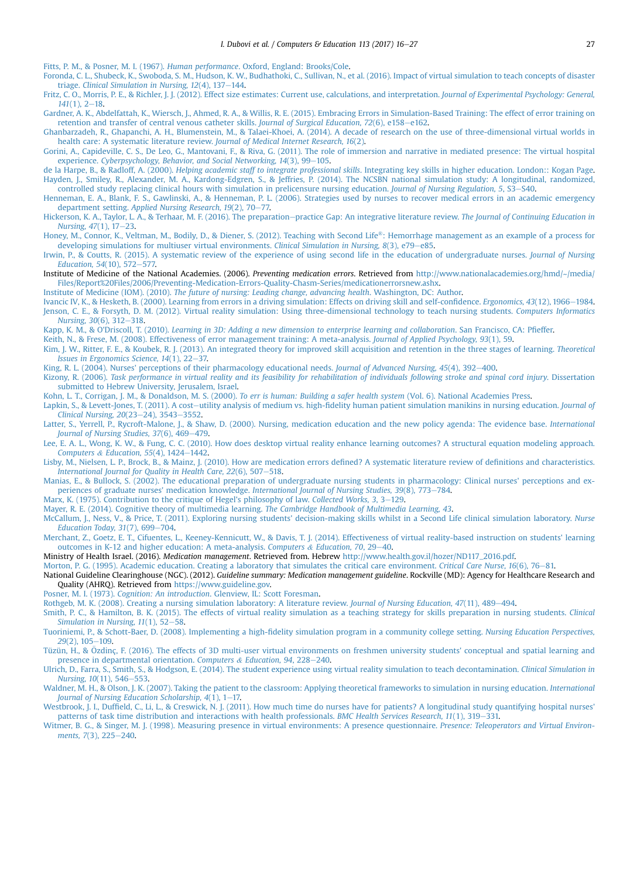Fitts, P. M., & Posner, M. I. (1967). *Human performance*. Oxford, England: Brooks/Cole.

Foronda, C. L., Shubeck, K., Swoboda, S. M., Hudson, K. W., Budhathoki, C., Sullivan, N., et al. (2016). Impact of virtual simulation to teach concepts of disaster triage. *Clinical Simulation in Nursing, 12*(4), 137–144.

Fritz, C. O., Morris, P. E., & Richler, J. J. (2012). Effect size estimates: Current use, calculations, and interpretation. *Journal of Experimental Psychology: General, 141*(1), 2–18.

Gardner, A. K., Abdelfattah, K., Wiersch, J., Ahmed, R. A., & Willis, R. E. (2015). Embracing Errors in Simulation-Based Training: The effect of error training on retention and transfer of central venous catheter skills. *Journal of Surgical Education, 72*(6), e158–e162.

Ghanbarzadeh, R., Ghapanchi, A. H., Blumenstein, M., & Talaei-Khoei, A. (2014). A decade of research on the use of three-dimensional virtual worlds in health care: A systematic literature review. *Journal of Medical Internet Research, 16*(2).

Gorini, A., Capideville, C. S., De Leo, G., Mantovani, F., & Riva, G. (2011). The role of immersion and narrative in mediated presence: The virtual hospital experience. *Cyberpsychology, Behavior, and Social Networking, 14*(3), 99–105.

de la Harpe, B., & Radloff, A. (2000). *Helping academic staff to integrate professional skills*. Integrating key skills in higher education. London:: Kogan Page.

Hayden, J., Smiley, R., Alexander, M. A., Kardong-Edgren, S., & Jeffries, P. (2014). The NCSBN national simulation study: A longitudinal, randomized, controlled study replacing clinical hours with simulation in prelicensure nursing education. *Journal of Nursing Regulation, 5*, S3–S40.

Henneman, E. A., Blank, F. S., Gawlinski, A., & Henneman, P. L. (2006). Strategies used by nurses to recover medical errors in an academic emergency department setting. *Applied Nursing Research, 19*(2), 70–77.

Hickerson, K. A., Taylor, L. A., & Terhaar, M. F. (2016). The preparation–practice Gap: An integrative literature review. *The Journal of Continuing Education in Nursing, 47*(1), 17–23.

Honey, M., Connor, K., Veltman, M., Bodily, D., & Diener, S. (2012). Teaching with Second Life®: Hemorrhage management as an example of a process for developing simulations for multiuser virtual environments. *Clinical Simulation in Nursing, 8*(3), e79–e85.

Irwin, P., & Coutts, R. (2015). A systematic review of the experience of using second life in the education of undergraduate nurses. *Journal of Nursing Education, 54*(10), 572–577.

Institute of Medicine of the National Academies. (2006). *Preventing medication errors*. Retrieved from http://www.nationalacademies.org/hmd/~/media/Files/Report%20Files/2006/Preventing-Medication-Errors-Quality-Chasm-Series/medicationerrorsnew.ashx.

Institute of Medicine (IOM). (2010). *The future of nursing: Leading change, advancing health*. Washington, DC: Author.

Ivancic IV, K., & Hesketh, B. (2000). Learning from errors in a driving simulation: Effects on driving skill and self-confidence. *Ergonomics, 43*(12), 1966–1984.

Jenson, C. E., & Forsyth, D. M. (2012). Virtual reality simulation: Using three-dimensional technology to teach nursing students. *Computers Informatics Nursing, 30*(6), 312–318.

Kapp, K. M., & O'Driscoll, T. (2010). *Learning in 3D: Adding a new dimension to enterprise learning and collaboration*. San Francisco, CA: Pfieffer.

Keith, N., & Frese, M. (2008). Effectiveness of error management training: A meta-analysis. *Journal of Applied Psychology, 93*(1), 59.

Kim, J. W., Ritter, F. E., & Koubek, R. J. (2013). An integrated theory for improved skill acquisition and retention in the three stages of learning. *Theoretical Issues in Ergonomics Science, 14*(1), 22–37.

King, R. L. (2004). Nurses' perceptions of their pharmacology educational needs. *Journal of Advanced Nursing, 45*(4), 392–400.

Kizony, R. (2006). *Task performance in virtual reality and its feasibility for rehabilitation of individuals following stroke and spinal cord injury*. Dissertation submitted to Hebrew University, Jerusalem, Israel.

Kohn, L. T., Corrigan, J. M., & Donaldson, M. S. (2000). *To err is human: Building a safer health system* (Vol. 6). National Academies Press.

Lapkin, S., & Levett-Jones, T. (2011). A cost–utility analysis of medium vs. high-fidelity human patient simulation manikins in nursing education. *Journal of Clinical Nursing, 20*(23–24), 3543–3552.

Latter, S., Yerrell, P., Rycroft-Malone, J., & Shaw, D. (2000). Nursing, medication education and the new policy agenda: The evidence base. *International Journal of Nursing Studies, 37*(6), 469–479.

Lee, E. A. L., Wong, K. W., & Fung, C. C. (2010). How does desktop virtual reality enhance learning outcomes? A structural equation modeling approach. *Computers & Education, 55*(4), 1424–1442.

Lisby, M., Nielsen, L. P., Brock, B., & Mainz, J. (2010). How are medication errors defined? A systematic literature review of definitions and characteristics. *International Journal for Quality in Health Care, 22*(6), 507–518.

Manias, E., & Bullock, S. (2002). The educational preparation of undergraduate nursing students in pharmacology: Clinical nurses' perceptions and experiences of graduate nurses' medication knowledge. *International Journal of Nursing Studies, 39*(8), 773–784.

Marx, K. (1975). Contribution to the critique of Hegel's philosophy of law. *Collected Works, 3*, 3–129.

Mayer, R. E. (2014). Cognitive theory of multimedia learning. *The Cambridge Handbook of Multimedia Learning, 43*.

McCallum, J., Ness, V., & Price, T. (2011). Exploring nursing students' decision-making skills whilst in a Second Life clinical simulation laboratory. *Nurse Education Today, 31*(7), 699–704.

Merchant, Z., Goetz, E. T., Cifuentes, L., Keeney-Kennicutt, W., & Davis, T. J. (2014). Effectiveness of virtual reality-based instruction on students' learning outcomes in K-12 and higher education: A meta-analysis. *Computers & Education, 70*, 29–40.

Ministry of Health Israel. (2016). *Medication management*. Retrieved from. Hebrew http://www.health.gov.il/hozer/ND117_2016.pdf.

Morton, P. G. (1995). Academic education. Creating a laboratory that simulates the critical care environment. *Critical Care Nurse, 16*(6), 76–81.

National Guideline Clearinghouse (NGC). (2012). *Guideline summary: Medication management guideline*. Rockville (MD): Agency for Healthcare Research and Quality (AHRQ). Retrieved from https://www.guideline.gov.

Posner, M. I. (1973). *Cognition: An introduction*. Glenview, IL: Scott Foresman.

Rothgeb, M. K. (2008). Creating a nursing simulation laboratory: A literature review. *Journal of Nursing Education, 47*(11), 489–494.

Smith, P. C., & Hamilton, B. K. (2015). The effects of virtual reality simulation as a teaching strategy for skills preparation in nursing students. *Clinical Simulation in Nursing, 11*(1), 52–58.

Tuoriniemi, P., & Schott-Baer, D. (2008). Implementing a high-fidelity simulation program in a community college setting. *Nursing Education Perspectives, 29*(2), 105–109.

Tüzün, H., & Özdinç, F. (2016). The effects of 3D multi-user virtual environments on freshmen university students' conceptual and spatial learning and presence in departmental orientation. *Computers & Education, 94*, 228–240.

Ulrich, D., Farra, S., Smith, S., & Hodgson, E. (2014). The student experience using virtual reality simulation to teach decontamination. *Clinical Simulation in Nursing, 10*(11), 546–553.

Waldner, M. H., & Olson, J. K. (2007). Taking the patient to the classroom: Applying theoretical frameworks to simulation in nursing education. *International Journal of Nursing Education Scholarship, 4*(1), 1–17.

Westbrook, J. I., Duffield, C., Li, L., & Creswick, N. J. (2011). How much time do nurses have for patients? A longitudinal study quantifying hospital nurses' patterns of task time distribution and interactions with health professionals. *BMC Health Services Research, 11*(1), 319–331.

Witmer, B. G., & Singer, M. J. (1998). Measuring presence in virtual environments: A presence questionnaire. *Presence: Teleoperators and Virtual Environments, 7*(3), 225–240.